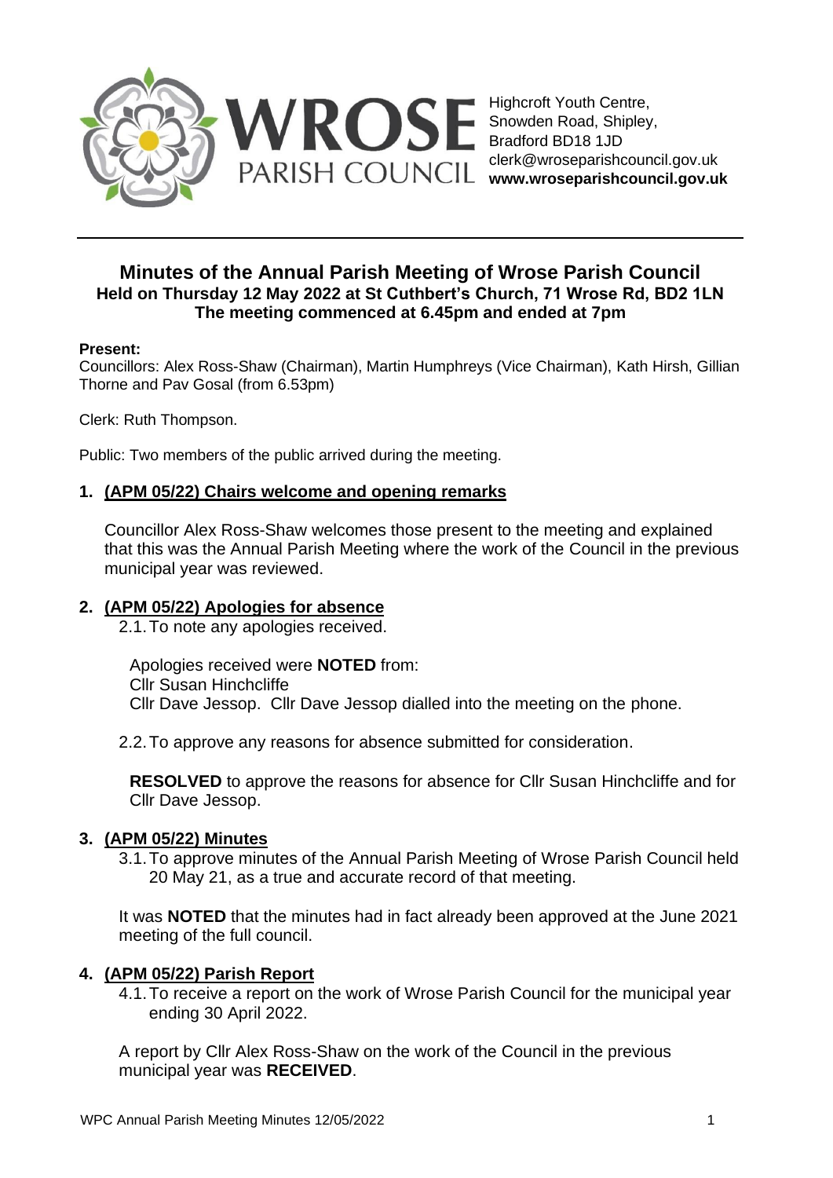WROSE PARISH COUNCIL

Highcroft Youth Centre,
Snowden Road, Shipley,
Bradford BD18 1JD
clerk@wroseparishcouncil.gov.uk
**www.wroseparishcouncil.gov.uk**

---

## Minutes of the Annual Parish Meeting of Wrose Parish Council

**Held on Thursday 12 May 2022 at St Cuthbert's Church, 71 Wrose Rd, BD2 1LN**
**The meeting commenced at 6.45pm and ended at 7pm**

**Present:**
Councillors: Alex Ross-Shaw (Chairman), Martin Humphreys (Vice Chairman), Kath Hirsh, Gillian Thorne and Pav Gosal (from 6.53pm)

Clerk: Ruth Thompson.

Public: Two members of the public arrived during the meeting.

### 1. (APM 05/22) Chairs welcome and opening remarks

Councillor Alex Ross-Shaw welcomes those present to the meeting and explained that this was the Annual Parish Meeting where the work of the Council in the previous municipal year was reviewed.

### 2. (APM 05/22) Apologies for absence

2.1. To note any apologies received.

Apologies received were **NOTED** from:
Cllr Susan Hinchcliffe
Cllr Dave Jessop. Cllr Dave Jessop dialled into the meeting on the phone.

2.2. To approve any reasons for absence submitted for consideration.

**RESOLVED** to approve the reasons for absence for Cllr Susan Hinchcliffe and for Cllr Dave Jessop.

### 3. (APM 05/22) Minutes

3.1. To approve minutes of the Annual Parish Meeting of Wrose Parish Council held 20 May 21, as a true and accurate record of that meeting.

It was **NOTED** that the minutes had in fact already been approved at the June 2021 meeting of the full council.

### 4. (APM 05/22) Parish Report

4.1. To receive a report on the work of Wrose Parish Council for the municipal year ending 30 April 2022.

A report by Cllr Alex Ross-Shaw on the work of the Council in the previous municipal year was **RECEIVED**.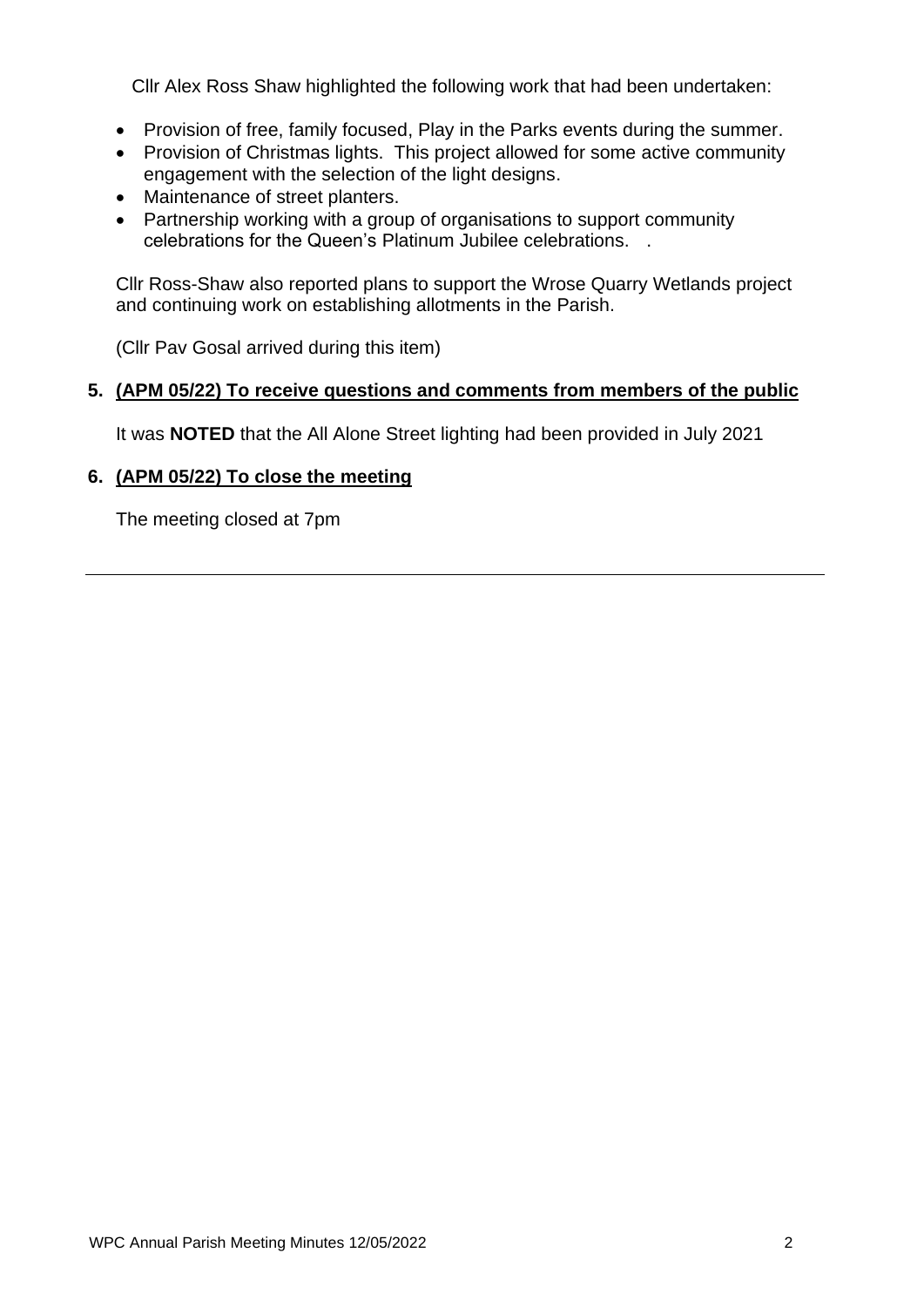Cllr Alex Ross Shaw highlighted the following work that had been undertaken:

- Provision of free, family focused, Play in the Parks events during the summer.
- Provision of Christmas lights. This project allowed for some active community engagement with the selection of the light designs.
- Maintenance of street planters.
- Partnership working with a group of organisations to support community celebrations for the Queen's Platinum Jubilee celebrations. .

Cllr Ross-Shaw also reported plans to support the Wrose Quarry Wetlands project and continuing work on establishing allotments in the Parish.

(Cllr Pav Gosal arrived during this item)

**5. <u>(APM 05/22) To receive questions and comments from members of the public</u>**

It was **NOTED** that the All Alone Street lighting had been provided in July 2021

**6. <u>(APM 05/22) To close the meeting</u>**

The meeting closed at 7pm

---